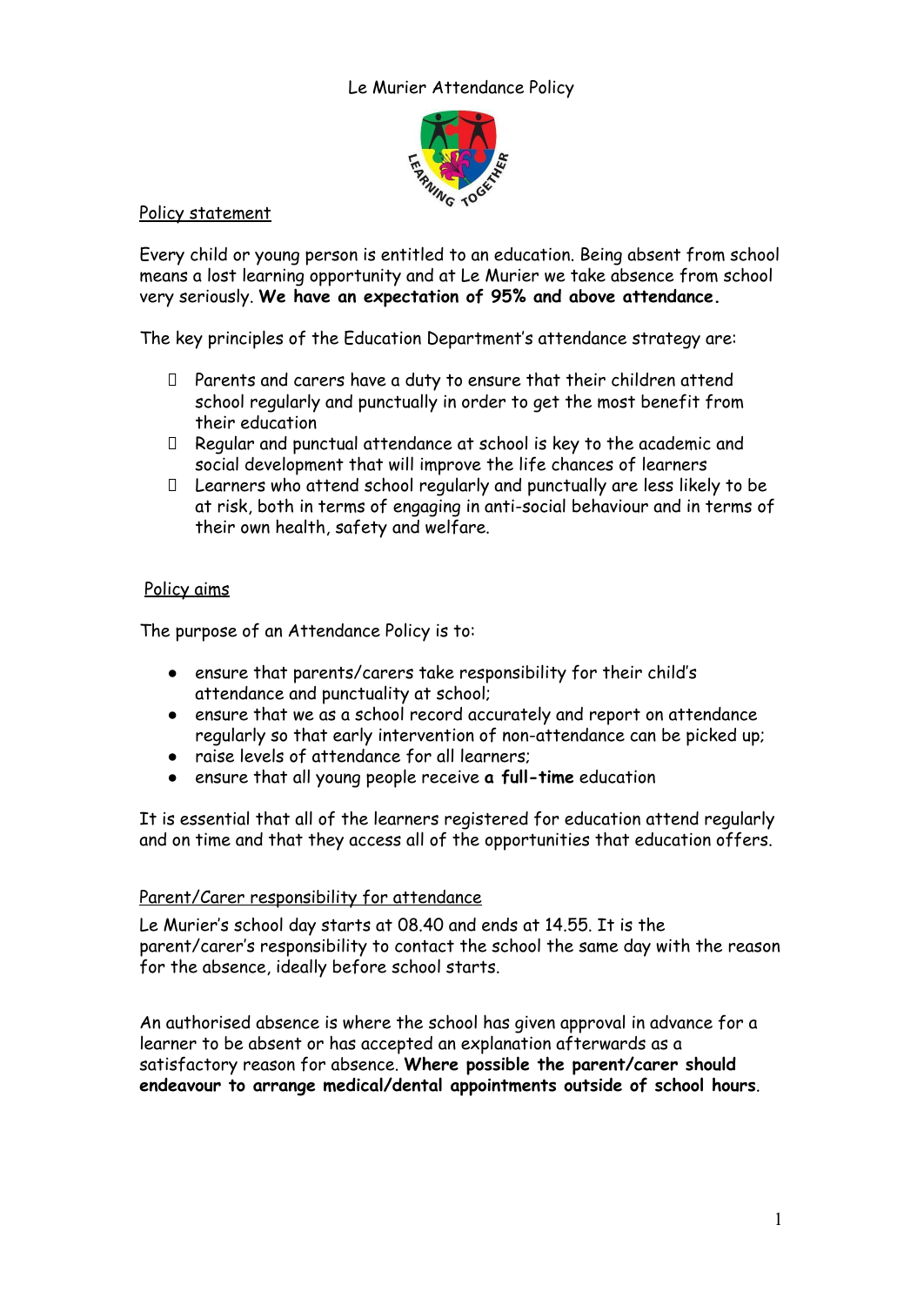# Le Murier Attendance Policy

## Policy statement

Every child or young person is entitled to an education. Being absent from school means a lost learning opportunity and at Le Murier we take absence from school very seriously. **We have an expectation of 95% and above attendance.**

The key principles of the Education Department's attendance strategy are:

- Parents and carers have a duty to ensure that their children attend school regularly and punctually in order to get the most benefit from their education
- Regular and punctual attendance at school is key to the academic and social development that will improve the life chances of learners
- Learners who attend school regularly and punctually are less likely to be at risk, both in terms of engaging in anti-social behaviour and in terms of their own health, safety and welfare.

## Policy aims

The purpose of an Attendance Policy is to:

- ensure that parents/carers take responsibility for their child's attendance and punctuality at school;
- ensure that we as a school record accurately and report on attendance regularly so that early intervention of non-attendance can be picked up;
- raise levels of attendance for all learners;
- ensure that all young people receive **a full-time** education

It is essential that all of the learners registered for education attend regularly and on time and that they access all of the opportunities that education offers.

## Parent/Carer responsibility for attendance

Le Murier's school day starts at 08.40 and ends at 14.55. It is the parent/carer's responsibility to contact the school the same day with the reason for the absence, ideally before school starts.

An authorised absence is where the school has given approval in advance for a learner to be absent or has accepted an explanation afterwards as a satisfactory reason for absence. **Where possible the parent/carer should endeavour to arrange medical/dental appointments outside of school hours**.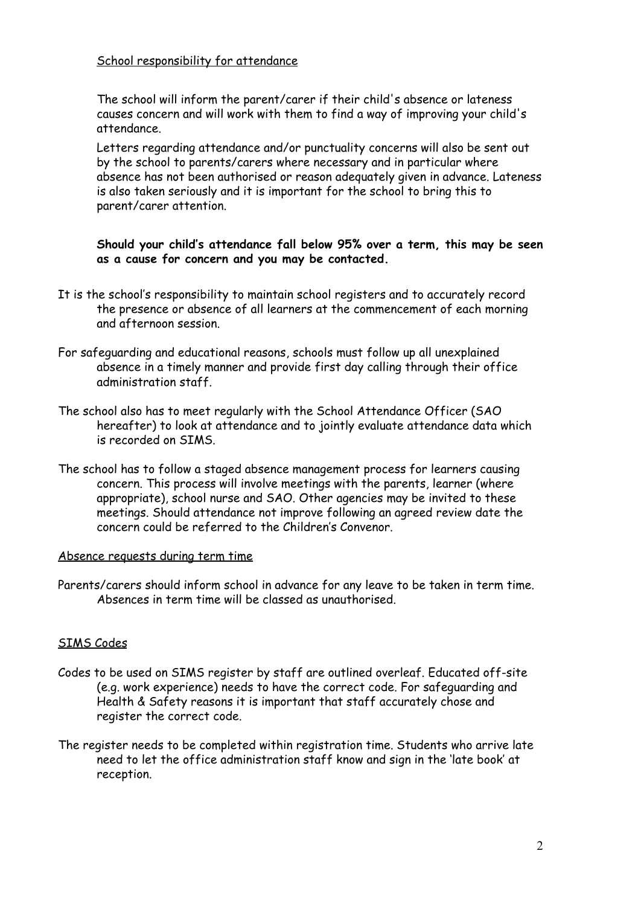<u>School responsibility for attendance</u>

The school will inform the parent/carer if their child's absence or lateness causes concern and will work with them to find a way of improving your child's attendance.

Letters regarding attendance and/or punctuality concerns will also be sent out by the school to parents/carers where necessary and in particular where absence has not been authorised or reason adequately given in advance. Lateness is also taken seriously and it is important for the school to bring this to parent/carer attention.

**Should your child's attendance fall below 95% over a term, this may be seen as a cause for concern and you may be contacted.**

It is the school's responsibility to maintain school registers and to accurately record the presence or absence of all learners at the commencement of each morning and afternoon session.

For safeguarding and educational reasons, schools must follow up all unexplained absence in a timely manner and provide first day calling through their office administration staff.

The school also has to meet regularly with the School Attendance Officer (SAO hereafter) to look at attendance and to jointly evaluate attendance data which is recorded on SIMS.

The school has to follow a staged absence management process for learners causing concern. This process will involve meetings with the parents, learner (where appropriate), school nurse and SAO. Other agencies may be invited to these meetings. Should attendance not improve following an agreed review date the concern could be referred to the Children's Convenor.

<u>Absence requests during term time</u>

Parents/carers should inform school in advance for any leave to be taken in term time. Absences in term time will be classed as unauthorised.

<u>SIMS Codes</u>

Codes to be used on SIMS register by staff are outlined overleaf. Educated off-site (e.g. work experience) needs to have the correct code. For safeguarding and Health & Safety reasons it is important that staff accurately chose and register the correct code.

The register needs to be completed within registration time. Students who arrive late need to let the office administration staff know and sign in the 'late book' at reception.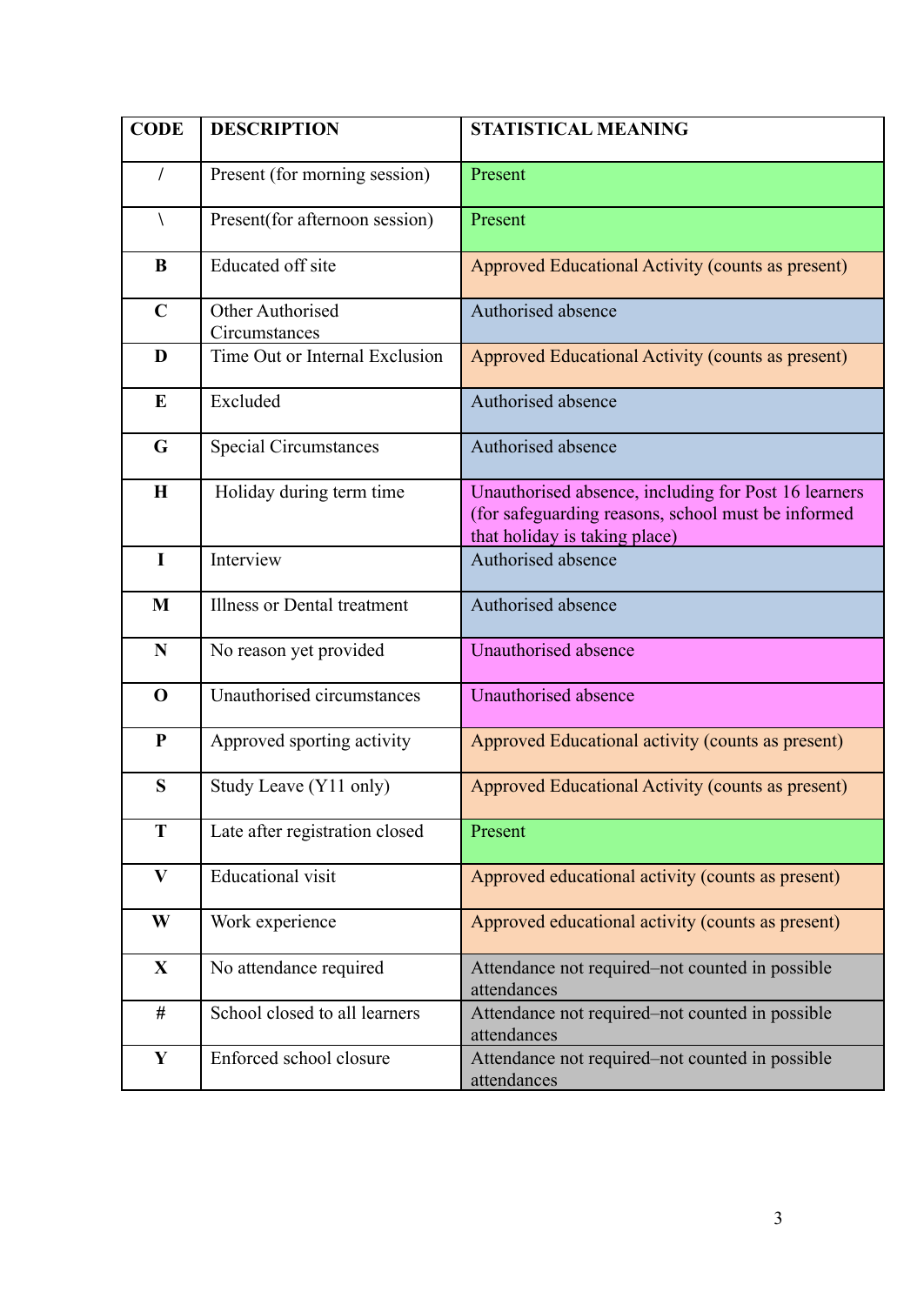| CODE | DESCRIPTION | STATISTICAL MEANING |
| --- | --- | --- |
| / | Present (for morning session) | Present |
| \ | Present(for afternoon session) | Present |
| B | Educated off site | Approved Educational Activity (counts as present) |
| C | Other Authorised Circumstances | Authorised absence |
| D | Time Out or Internal Exclusion | Approved Educational Activity (counts as present) |
| E | Excluded | Authorised absence |
| G | Special Circumstances | Authorised absence |
| H | Holiday during term time | Unauthorised absence, including for Post 16 learners (for safeguarding reasons, school must be informed that holiday is taking place) |
| I | Interview | Authorised absence |
| M | Illness or Dental treatment | Authorised absence |
| N | No reason yet provided | Unauthorised absence |
| O | Unauthorised circumstances | Unauthorised absence |
| P | Approved sporting activity | Approved Educational activity (counts as present) |
| S | Study Leave (Y11 only) | Approved Educational Activity (counts as present) |
| T | Late after registration closed | Present |
| V | Educational visit | Approved educational activity (counts as present) |
| W | Work experience | Approved educational activity (counts as present) |
| X | No attendance required | Attendance not required–not counted in possible attendances |
| # | School closed to all learners | Attendance not required–not counted in possible attendances |
| Y | Enforced school closure | Attendance not required–not counted in possible attendances |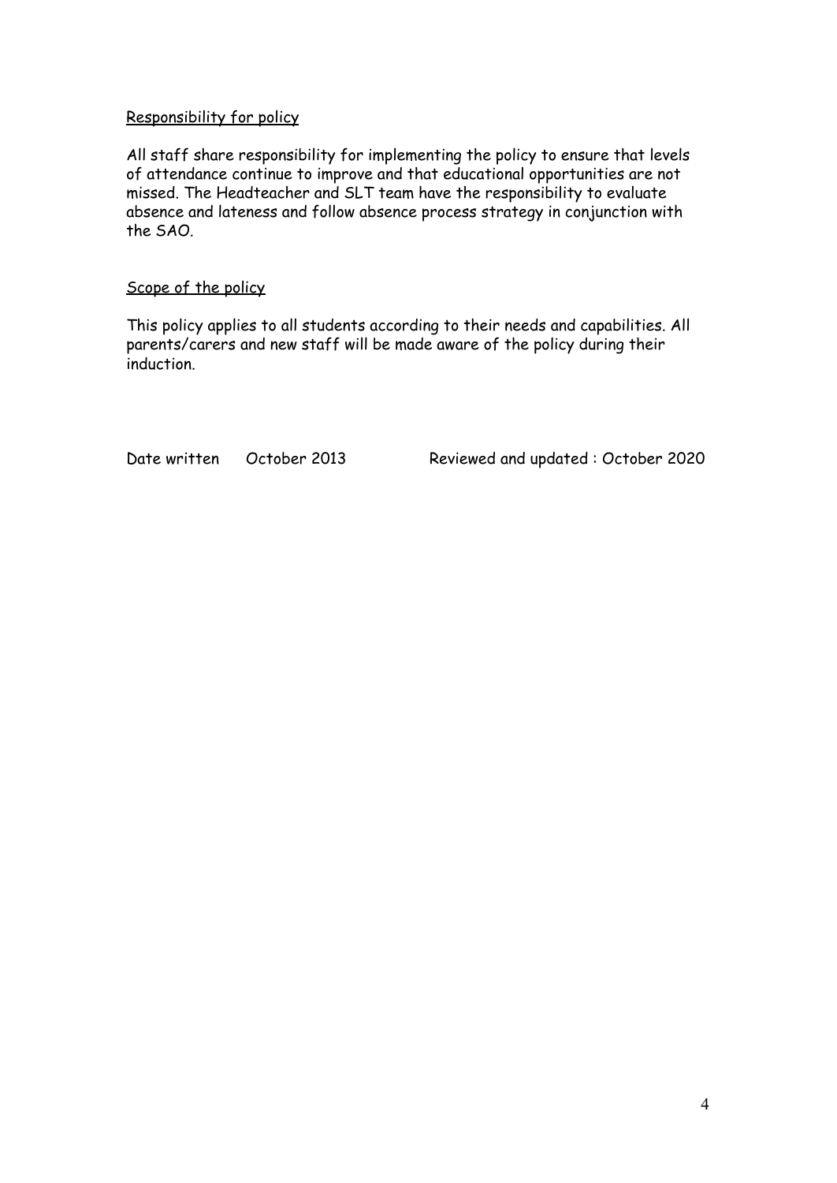Responsibility for policy

All staff share responsibility for implementing the policy to ensure that levels of attendance continue to improve and that educational opportunities are not missed. The Headteacher and SLT team have the responsibility to evaluate absence and lateness and follow absence process strategy in conjunction with the SAO.

Scope of the policy

This policy applies to all students according to their needs and capabilities. All parents/carers and new staff will be made aware of the policy during their induction.

Date written October 2013 Reviewed and updated : October 2020